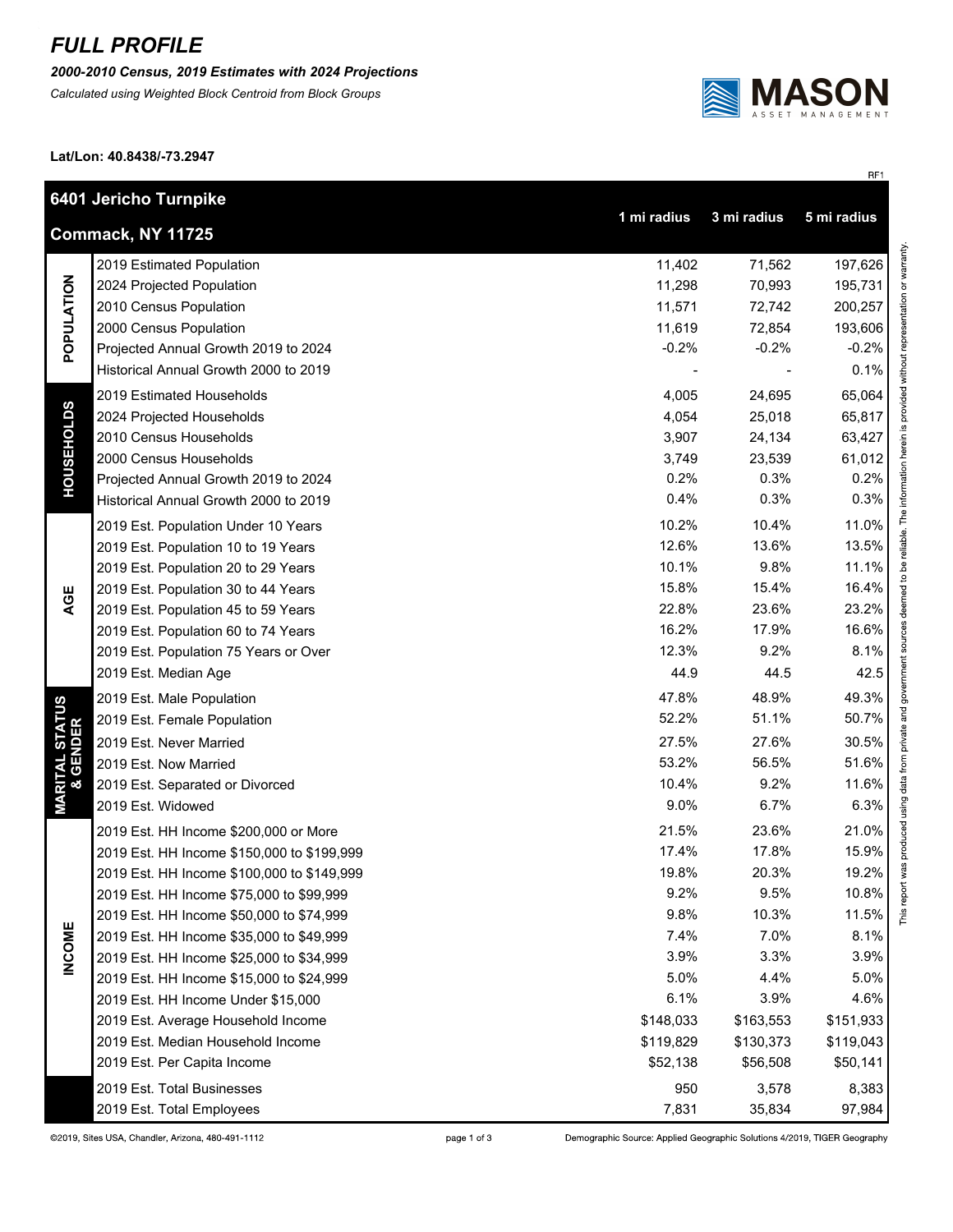# FULL PROFILE

***2000-2010 Census, 2019 Estimates with 2024 Projections***

*Calculated using Weighted Block Centroid from Block Groups*

MASON ASSET MANAGEMENT

**Lat/Lon: 40.8438/-73.2947**

RF1

| **6401 Jericho Turnpike Commack, NY 11725** | | **1 mi radius** | **3 mi radius** | **5 mi radius** |
|---|---|---|---|---|
| **POPULATION** | 2019 Estimated Population | 11,402 | 71,562 | 197,626 |
| | 2024 Projected Population | 11,298 | 70,993 | 195,731 |
| | 2010 Census Population | 11,571 | 72,742 | 200,257 |
| | 2000 Census Population | 11,619 | 72,854 | 193,606 |
| | Projected Annual Growth 2019 to 2024 | -0.2% | -0.2% | -0.2% |
| | Historical Annual Growth 2000 to 2019 | - | - | 0.1% |
| **HOUSEHOLDS** | 2019 Estimated Households | 4,005 | 24,695 | 65,064 |
| | 2024 Projected Households | 4,054 | 25,018 | 65,817 |
| | 2010 Census Households | 3,907 | 24,134 | 63,427 |
| | 2000 Census Households | 3,749 | 23,539 | 61,012 |
| | Projected Annual Growth 2019 to 2024 | 0.2% | 0.3% | 0.2% |
| | Historical Annual Growth 2000 to 2019 | 0.4% | 0.3% | 0.3% |
| **AGE** | 2019 Est. Population Under 10 Years | 10.2% | 10.4% | 11.0% |
| | 2019 Est. Population 10 to 19 Years | 12.6% | 13.6% | 13.5% |
| | 2019 Est. Population 20 to 29 Years | 10.1% | 9.8% | 11.1% |
| | 2019 Est. Population 30 to 44 Years | 15.8% | 15.4% | 16.4% |
| | 2019 Est. Population 45 to 59 Years | 22.8% | 23.6% | 23.2% |
| | 2019 Est. Population 60 to 74 Years | 16.2% | 17.9% | 16.6% |
| | 2019 Est. Population 75 Years or Over | 12.3% | 9.2% | 8.1% |
| | 2019 Est. Median Age | 44.9 | 44.5 | 42.5 |
| **MARITAL STATUS & GENDER** | 2019 Est. Male Population | 47.8% | 48.9% | 49.3% |
| | 2019 Est. Female Population | 52.2% | 51.1% | 50.7% |
| | 2019 Est. Never Married | 27.5% | 27.6% | 30.5% |
| | 2019 Est. Now Married | 53.2% | 56.5% | 51.6% |
| | 2019 Est. Separated or Divorced | 10.4% | 9.2% | 11.6% |
| | 2019 Est. Widowed | 9.0% | 6.7% | 6.3% |
| **INCOME** | 2019 Est. HH Income $200,000 or More | 21.5% | 23.6% | 21.0% |
| | 2019 Est. HH Income $150,000 to $199,999 | 17.4% | 17.8% | 15.9% |
| | 2019 Est. HH Income $100,000 to $149,999 | 19.8% | 20.3% | 19.2% |
| | 2019 Est. HH Income $75,000 to $99,999 | 9.2% | 9.5% | 10.8% |
| | 2019 Est. HH Income $50,000 to $74,999 | 9.8% | 10.3% | 11.5% |
| | 2019 Est. HH Income $35,000 to $49,999 | 7.4% | 7.0% | 8.1% |
| | 2019 Est. HH Income $25,000 to $34,999 | 3.9% | 3.3% | 3.9% |
| | 2019 Est. HH Income $15,000 to $24,999 | 5.0% | 4.4% | 5.0% |
| | 2019 Est. HH Income Under $15,000 | 6.1% | 3.9% | 4.6% |
| | 2019 Est. Average Household Income | $148,033 | $163,553 | $151,933 |
| | 2019 Est. Median Household Income | $119,829 | $130,373 | $119,043 |
| | 2019 Est. Per Capita Income | $52,138 | $56,508 | $50,141 |
| | 2019 Est. Total Businesses | 950 | 3,578 | 8,383 |
| | 2019 Est. Total Employees | 7,831 | 35,834 | 97,984 |

This report was produced using data from private and government sources deemed to be reliable. The information herein is provided without representation or warranty.

©2019, Sites USA, Chandler, Arizona, 480-491-1112

Demographic Source: Applied Geographic Solutions 4/2019, TIGER Geography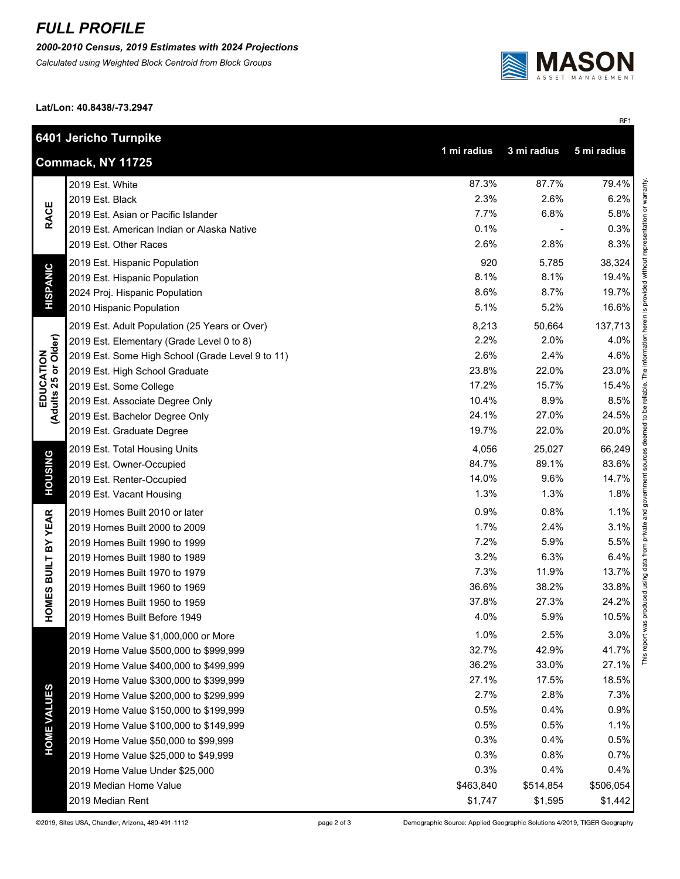# FULL PROFILE

***2000-2010 Census, 2019 Estimates with 2024 Projections***

*Calculated using Weighted Block Centroid from Block Groups*

**Lat/Lon: 40.8438/-73.2947**

RF1

| **6401 Jericho Turnpike** **Commack, NY 11725** | | **1 mi radius** | **3 mi radius** | **5 mi radius** |
|---|---|---|---|---|
| **RACE** | 2019 Est. White | 87.3% | 87.7% | 79.4% |
| | 2019 Est. Black | 2.3% | 2.6% | 6.2% |
| | 2019 Est. Asian or Pacific Islander | 7.7% | 6.8% | 5.8% |
| | 2019 Est. American Indian or Alaska Native | 0.1% | - | 0.3% |
| | 2019 Est. Other Races | 2.6% | 2.8% | 8.3% |
| **HISPANIC** | 2019 Est. Hispanic Population | 920 | 5,785 | 38,324 |
| | 2019 Est. Hispanic Population | 8.1% | 8.1% | 19.4% |
| | 2024 Proj. Hispanic Population | 8.6% | 8.7% | 19.7% |
| | 2010 Hispanic Population | 5.1% | 5.2% | 16.6% |
| **EDUCATION (Adults 25 or Older)** | 2019 Est. Adult Population (25 Years or Over) | 8,213 | 50,664 | 137,713 |
| | 2019 Est. Elementary (Grade Level 0 to 8) | 2.2% | 2.0% | 4.0% |
| | 2019 Est. Some High School (Grade Level 9 to 11) | 2.6% | 2.4% | 4.6% |
| | 2019 Est. High School Graduate | 23.8% | 22.0% | 23.0% |
| | 2019 Est. Some College | 17.2% | 15.7% | 15.4% |
| | 2019 Est. Associate Degree Only | 10.4% | 8.9% | 8.5% |
| | 2019 Est. Bachelor Degree Only | 24.1% | 27.0% | 24.5% |
| | 2019 Est. Graduate Degree | 19.7% | 22.0% | 20.0% |
| **HOUSING** | 2019 Est. Total Housing Units | 4,056 | 25,027 | 66,249 |
| | 2019 Est. Owner-Occupied | 84.7% | 89.1% | 83.6% |
| | 2019 Est. Renter-Occupied | 14.0% | 9.6% | 14.7% |
| | 2019 Est. Vacant Housing | 1.3% | 1.3% | 1.8% |
| **HOMES BUILT BY YEAR** | 2019 Homes Built 2010 or later | 0.9% | 0.8% | 1.1% |
| | 2019 Homes Built 2000 to 2009 | 1.7% | 2.4% | 3.1% |
| | 2019 Homes Built 1990 to 1999 | 7.2% | 5.9% | 5.5% |
| | 2019 Homes Built 1980 to 1989 | 3.2% | 6.3% | 6.4% |
| | 2019 Homes Built 1970 to 1979 | 7.3% | 11.9% | 13.7% |
| | 2019 Homes Built 1960 to 1969 | 36.6% | 38.2% | 33.8% |
| | 2019 Homes Built 1950 to 1959 | 37.8% | 27.3% | 24.2% |
| | 2019 Homes Built Before 1949 | 4.0% | 5.9% | 10.5% |
| **HOME VALUES** | 2019 Home Value $1,000,000 or More | 1.0% | 2.5% | 3.0% |
| | 2019 Home Value $500,000 to $999,999 | 32.7% | 42.9% | 41.7% |
| | 2019 Home Value $400,000 to $499,999 | 36.2% | 33.0% | 27.1% |
| | 2019 Home Value $300,000 to $399,999 | 27.1% | 17.5% | 18.5% |
| | 2019 Home Value $200,000 to $299,999 | 2.7% | 2.8% | 7.3% |
| | 2019 Home Value $150,000 to $199,999 | 0.5% | 0.4% | 0.9% |
| | 2019 Home Value $100,000 to $149,999 | 0.5% | 0.5% | 1.1% |
| | 2019 Home Value $50,000 to $99,999 | 0.3% | 0.4% | 0.5% |
| | 2019 Home Value $25,000 to $49,999 | 0.3% | 0.8% | 0.7% |
| | 2019 Home Value Under $25,000 | 0.3% | 0.4% | 0.4% |
| | 2019 Median Home Value | $463,840 | $514,854 | $506,054 |
| | 2019 Median Rent | $1,747 | $1,595 | $1,442 |

This report was produced using data from private and government sources deemed to be reliable. The information herein is provided without representation or warranty.

©2019, Sites USA, Chandler, Arizona, 480-491-1112

Demographic Source: Applied Geographic Solutions 4/2019, TIGER Geography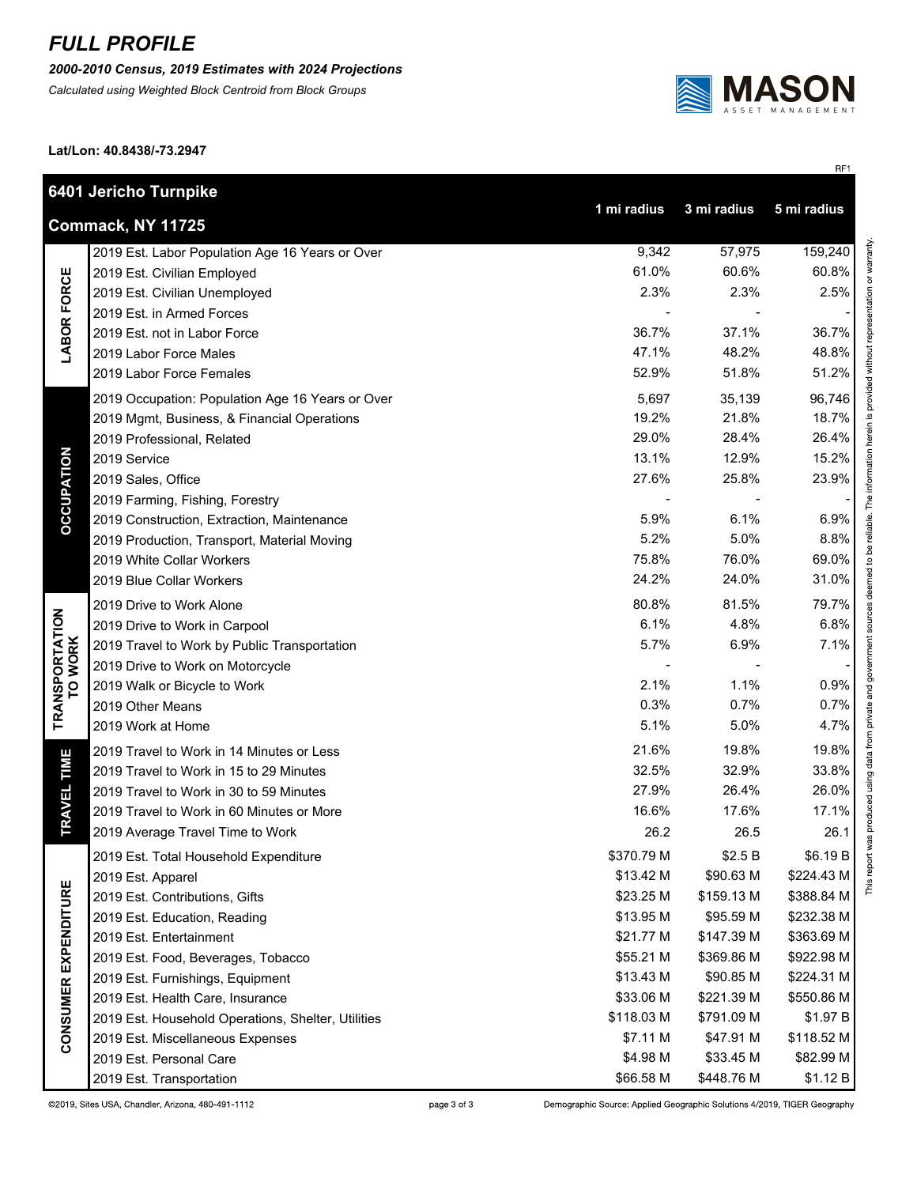# FULL PROFILE

***2000-2010 Census, 2019 Estimates with 2024 Projections***

*Calculated using Weighted Block Centroid from Block Groups*

**Lat/Lon: 40.8438/-73.2947**

RF1

| **6401 Jericho Turnpike Commack, NY 11725** | | **1 mi radius** | **3 mi radius** | **5 mi radius** |
|---|---|---|---|---|
| **LABOR FORCE** | 2019 Est. Labor Population Age 16 Years or Over | 9,342 | 57,975 | 159,240 |
| | 2019 Est. Civilian Employed | 61.0% | 60.6% | 60.8% |
| | 2019 Est. Civilian Unemployed | 2.3% | 2.3% | 2.5% |
| | 2019 Est. in Armed Forces | - | - | - |
| | 2019 Est. not in Labor Force | 36.7% | 37.1% | 36.7% |
| | 2019 Labor Force Males | 47.1% | 48.2% | 48.8% |
| | 2019 Labor Force Females | 52.9% | 51.8% | 51.2% |
| **OCCUPATION** | 2019 Occupation: Population Age 16 Years or Over | 5,697 | 35,139 | 96,746 |
| | 2019 Mgmt, Business, & Financial Operations | 19.2% | 21.8% | 18.7% |
| | 2019 Professional, Related | 29.0% | 28.4% | 26.4% |
| | 2019 Service | 13.1% | 12.9% | 15.2% |
| | 2019 Sales, Office | 27.6% | 25.8% | 23.9% |
| | 2019 Farming, Fishing, Forestry | - | - | - |
| | 2019 Construction, Extraction, Maintenance | 5.9% | 6.1% | 6.9% |
| | 2019 Production, Transport, Material Moving | 5.2% | 5.0% | 8.8% |
| | 2019 White Collar Workers | 75.8% | 76.0% | 69.0% |
| | 2019 Blue Collar Workers | 24.2% | 24.0% | 31.0% |
| **TRANSPORTATION TO WORK** | 2019 Drive to Work Alone | 80.8% | 81.5% | 79.7% |
| | 2019 Drive to Work in Carpool | 6.1% | 4.8% | 6.8% |
| | 2019 Travel to Work by Public Transportation | 5.7% | 6.9% | 7.1% |
| | 2019 Drive to Work on Motorcycle | - | - | - |
| | 2019 Walk or Bicycle to Work | 2.1% | 1.1% | 0.9% |
| | 2019 Other Means | 0.3% | 0.7% | 0.7% |
| | 2019 Work at Home | 5.1% | 5.0% | 4.7% |
| **TRAVEL TIME** | 2019 Travel to Work in 14 Minutes or Less | 21.6% | 19.8% | 19.8% |
| | 2019 Travel to Work in 15 to 29 Minutes | 32.5% | 32.9% | 33.8% |
| | 2019 Travel to Work in 30 to 59 Minutes | 27.9% | 26.4% | 26.0% |
| | 2019 Travel to Work in 60 Minutes or More | 16.6% | 17.6% | 17.1% |
| | 2019 Average Travel Time to Work | 26.2 | 26.5 | 26.1 |
| **CONSUMER EXPENDITURE** | 2019 Est. Total Household Expenditure | $370.79 M | $2.5 B | $6.19 B |
| | 2019 Est. Apparel | $13.42 M | $90.63 M | $224.43 M |
| | 2019 Est. Contributions, Gifts | $23.25 M | $159.13 M | $388.84 M |
| | 2019 Est. Education, Reading | $13.95 M | $95.59 M | $232.38 M |
| | 2019 Est. Entertainment | $21.77 M | $147.39 M | $363.69 M |
| | 2019 Est. Food, Beverages, Tobacco | $55.21 M | $369.86 M | $922.98 M |
| | 2019 Est. Furnishings, Equipment | $13.43 M | $90.85 M | $224.31 M |
| | 2019 Est. Health Care, Insurance | $33.06 M | $221.39 M | $550.86 M |
| | 2019 Est. Household Operations, Shelter, Utilities | $118.03 M | $791.09 M | $1.97 B |
| | 2019 Est. Miscellaneous Expenses | $7.11 M | $47.91 M | $118.52 M |
| | 2019 Est. Personal Care | $4.98 M | $33.45 M | $82.99 M |
| | 2019 Est. Transportation | $66.58 M | $448.76 M | $1.12 B |

This report was produced using data from private and government sources deemed to be reliable. The information herein is provided without representation or warranty.

©2019, Sites USA, Chandler, Arizona, 480-491-1112

Demographic Source: Applied Geographic Solutions 4/2019, TIGER Geography